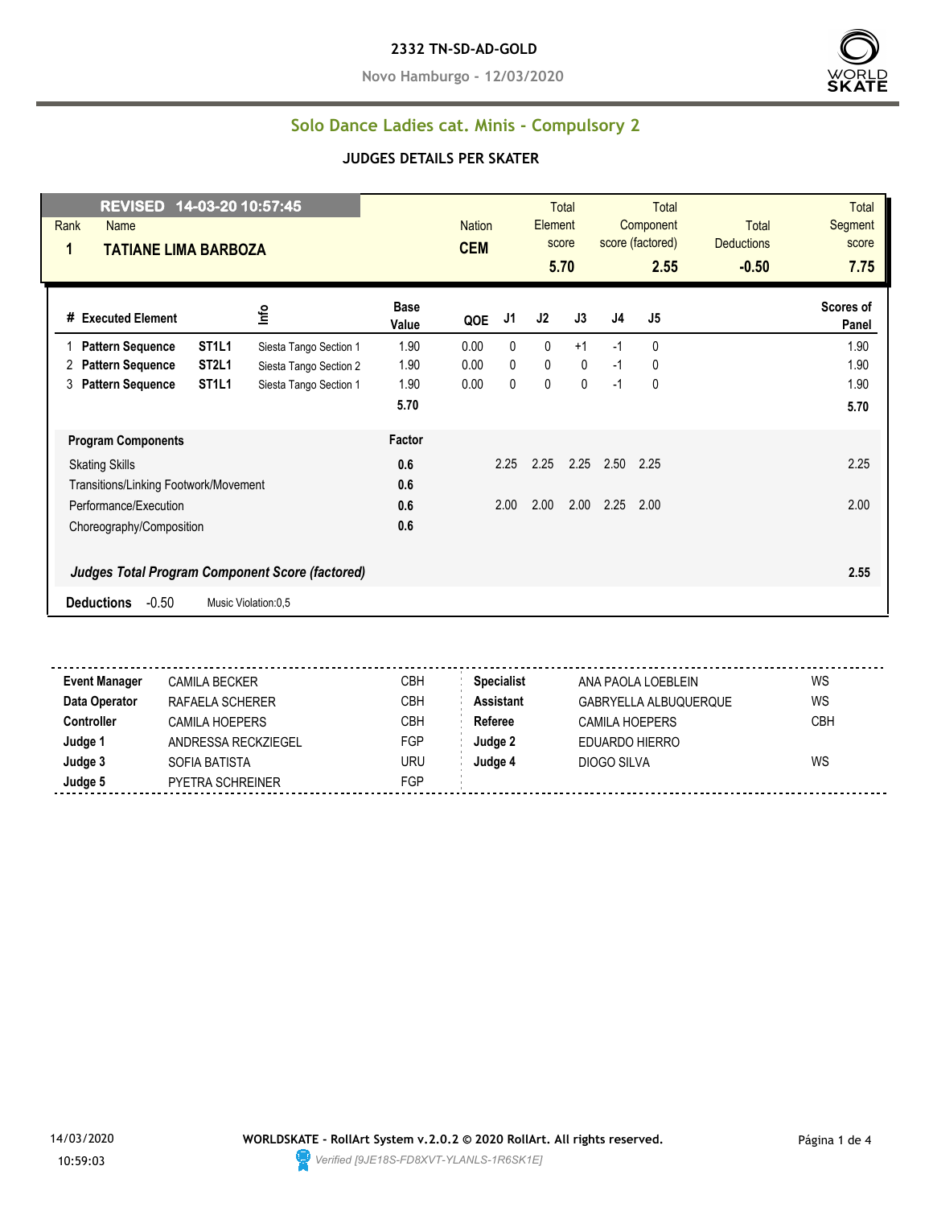**2332 TN-SD-AD-GOLD**

**Novo Hamburgo - 12/03/2020**

## Solo Dance Ladies cat. Minis - Compulsory 2

### JUDGES DETAILS PER SKATER

**REVISED 14-03-20 10:57:45**

| Rank | Name | Nation | Total Element score | Total Component score (factored) | Total Deductions | Total Segment score |
|---|---|---|---|---|---|---|
| 1 | TATIANE LIMA BARBOZA | CEM | 5.70 | 2.55 | -0.50 | 7.75 |

| # | Executed Element | | Info | Base Value | QOE | J1 | J2 | J3 | J4 | J5 | Scores of Panel |
|---|---|---|---|---|---|---|---|---|---|---|---|
| 1 | Pattern Sequence | ST1L1 | Siesta Tango Section 1 | 1.90 | 0.00 | 0 | 0 | +1 | -1 | 0 | 1.90 |
| 2 | Pattern Sequence | ST2L1 | Siesta Tango Section 2 | 1.90 | 0.00 | 0 | 0 | 0 | -1 | 0 | 1.90 |
| 3 | Pattern Sequence | ST1L1 | Siesta Tango Section 1 | 1.90 | 0.00 | 0 | 0 | 0 | -1 | 0 | 1.90 |
| | | | | 5.70 | | | | | | | 5.70 |

| Program Components | Factor | J1 | J2 | J3 | J4 | J5 | Scores of Panel |
|---|---|---|---|---|---|---|---|
| Skating Skills | 0.6 | 2.25 | 2.25 | 2.25 | 2.50 | 2.25 | 2.25 |
| Transitions/Linking Footwork/Movement | 0.6 | | | | | | |
| Performance/Execution | 0.6 | 2.00 | 2.00 | 2.00 | 2.25 | 2.00 | 2.00 |
| Choreography/Composition | 0.6 | | | | | | |
| ***Judges Total Program Component Score (factored)*** | | | | | | | **2.55** |

**Deductions** -0.50 Music Violation:0,5

| | | | | | |
|---|---|---|---|---|---|
| **Event Manager** | CAMILA BECKER | CBH | **Specialist** | ANA PAOLA LOEBLEIN | WS |
| **Data Operator** | RAFAELA SCHERER | CBH | **Assistant** | GABRYELLA ALBUQUERQUE | WS |
| **Controller** | CAMILA HOEPERS | CBH | **Referee** | CAMILA HOEPERS | CBH |
| **Judge 1** | ANDRESSA RECKZIEGEL | FGP | **Judge 2** | EDUARDO HIERRO | |
| **Judge 3** | SOFIA BATISTA | URU | **Judge 4** | DIOGO SILVA | WS |
| **Judge 5** | PYETRA SCHREINER | FGP | | | |

14/03/2020 10:59:03

**WORLDSKATE - RollArt System v.2.0.2 © 2020 RollArt. All rights reserved.**

*Verified [9JE18S-FD8XVT-YLANLS-1R6SK1E]*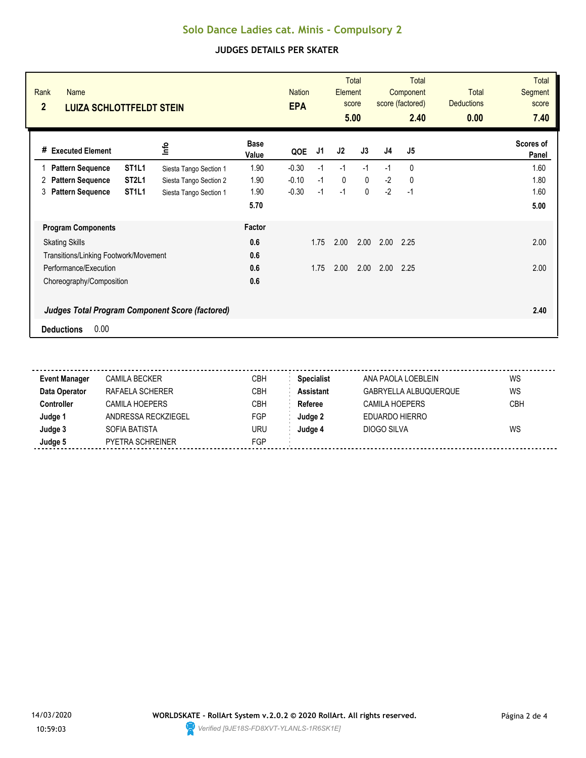# Solo Dance Ladies cat. Minis - Compulsory 2

## JUDGES DETAILS PER SKATER

| Rank | Name | Nation | Total Element score | Total Component score (factored) | Total Deductions | Total Segment score |
|---|---|---|---|---|---|---|
| 2 | LUIZA SCHLOTTFELDT STEIN | EPA | 5.00 | 2.40 | 0.00 | 7.40 |

| # | Executed Element | | Info | Base Value | QOE | J1 | J2 | J3 | J4 | J5 | Scores of Panel |
|---|---|---|---|---|---|---|---|---|---|---|---|
| 1 | Pattern Sequence | ST1L1 | Siesta Tango Section 1 | 1.90 | -0.30 | -1 | -1 | -1 | -1 | 0 | 1.60 |
| 2 | Pattern Sequence | ST2L1 | Siesta Tango Section 2 | 1.90 | -0.10 | -1 | 0 | 0 | -2 | 0 | 1.80 |
| 3 | Pattern Sequence | ST1L1 | Siesta Tango Section 1 | 1.90 | -0.30 | -1 | -1 | 0 | -2 | -1 | 1.60 |
| | | | | 5.70 | | | | | | | 5.00 |

| Program Components | Factor | J1 | J2 | J3 | J4 | J5 | |
|---|---|---|---|---|---|---|---|
| Skating Skills | 0.6 | 1.75 | 2.00 | 2.00 | 2.00 | 2.25 | 2.00 |
| Transitions/Linking Footwork/Movement | 0.6 | | | | | | |
| Performance/Execution | 0.6 | 1.75 | 2.00 | 2.00 | 2.00 | 2.25 | 2.00 |
| Choreography/Composition | 0.6 | | | | | | |
| ***Judges Total Program Component Score (factored)*** | | | | | | | **2.40** |

**Deductions** 0.00

| | | | | | |
|---|---|---|---|---|---|
| **Event Manager** | CAMILA BECKER | CBH | **Specialist** | ANA PAOLA LOEBLEIN | WS |
| **Data Operator** | RAFAELA SCHERER | CBH | **Assistant** | GABRYELLA ALBUQUERQUE | WS |
| **Controller** | CAMILA HOEPERS | CBH | **Referee** | CAMILA HOEPERS | CBH |
| **Judge 1** | ANDRESSA RECKZIEGEL | FGP | **Judge 2** | EDUARDO HIERRO | |
| **Judge 3** | SOFIA BATISTA | URU | **Judge 4** | DIOGO SILVA | WS |
| **Judge 5** | PYETRA SCHREINER | FGP | | | |

14/03/2020 10:59:03

**WORLDSKATE - RollArt System v.2.0.2 © 2020 RollArt. All rights reserved.**

*Verified [9JE18S-FD8XVT-YLANLS-1R6SK1E]*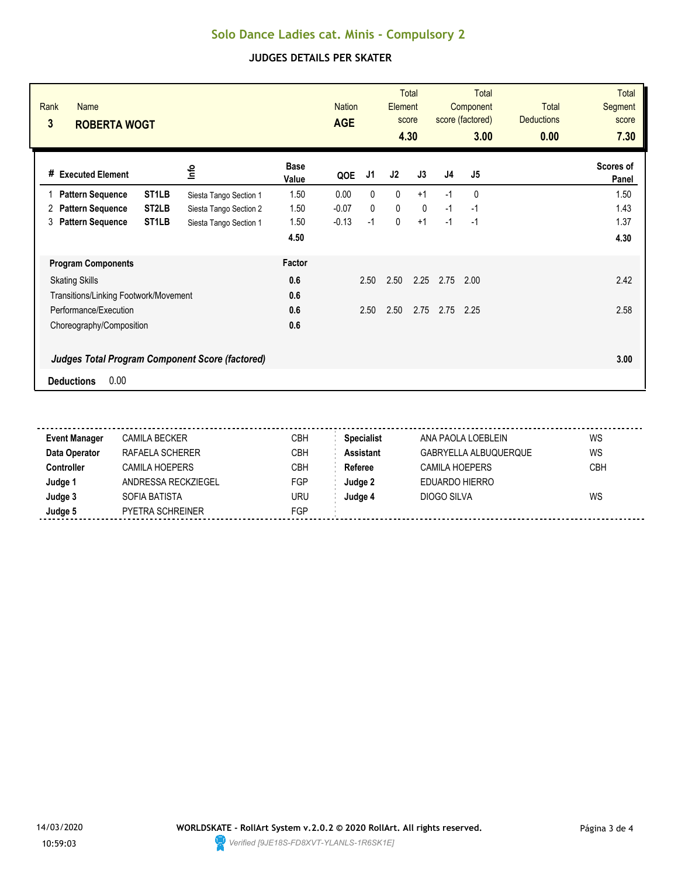# Solo Dance Ladies cat. Minis - Compulsory 2

## JUDGES DETAILS PER SKATER

| Rank | Name | Nation | Total Element score | Total Component score (factored) | Total Deductions | Total Segment score |
|---|---|---|---|---|---|---|
| 3 | **ROBERTA WOGT** | **AGE** | **4.30** | **3.00** | **0.00** | **7.30** |

| # | Executed Element | | Info | Base Value | QOE | J1 | J2 | J3 | J4 | J5 | Scores of Panel |
|---|---|---|---|---|---|---|---|---|---|---|---|
| 1 | **Pattern Sequence** | **ST1LB** | Siesta Tango Section 1 | 1.50 | 0.00 | 0 | 0 | +1 | -1 | 0 | 1.50 |
| 2 | **Pattern Sequence** | **ST2LB** | Siesta Tango Section 2 | 1.50 | -0.07 | 0 | 0 | 0 | -1 | -1 | 1.43 |
| 3 | **Pattern Sequence** | **ST1LB** | Siesta Tango Section 1 | 1.50 | -0.13 | -1 | 0 | +1 | -1 | -1 | 1.37 |
| | | | | **4.50** | | | | | | | **4.30** |

| Program Components | Factor | J1 | J2 | J3 | J4 | J5 | |
|---|---|---|---|---|---|---|---|
| Skating Skills | **0.6** | 2.50 | 2.50 | 2.25 | 2.75 | 2.00 | 2.42 |
| Transitions/Linking Footwork/Movement | **0.6** | | | | | | |
| Performance/Execution | **0.6** | 2.50 | 2.50 | 2.75 | 2.75 | 2.25 | 2.58 |
| Choreography/Composition | **0.6** | | | | | | |
| ***Judges Total Program Component Score (factored)*** | | | | | | | **3.00** |

**Deductions** 0.00

| | | | | | |
|---|---|---|---|---|---|
| **Event Manager** | CAMILA BECKER | CBH | **Specialist** | ANA PAOLA LOEBLEIN | WS |
| **Data Operator** | RAFAELA SCHERER | CBH | **Assistant** | GABRYELLA ALBUQUERQUE | WS |
| **Controller** | CAMILA HOEPERS | CBH | **Referee** | CAMILA HOEPERS | CBH |
| **Judge 1** | ANDRESSA RECKZIEGEL | FGP | **Judge 2** | EDUARDO HIERRO | |
| **Judge 3** | SOFIA BATISTA | URU | **Judge 4** | DIOGO SILVA | WS |
| **Judge 5** | PYETRA SCHREINER | FGP | | | |

14/03/2020 10:59:03

**WORLDSKATE - RollArt System v.2.0.2 © 2020 RollArt. All rights reserved.**

*Verified [9JE18S-FD8XVT-YLANLS-1R6SK1E]*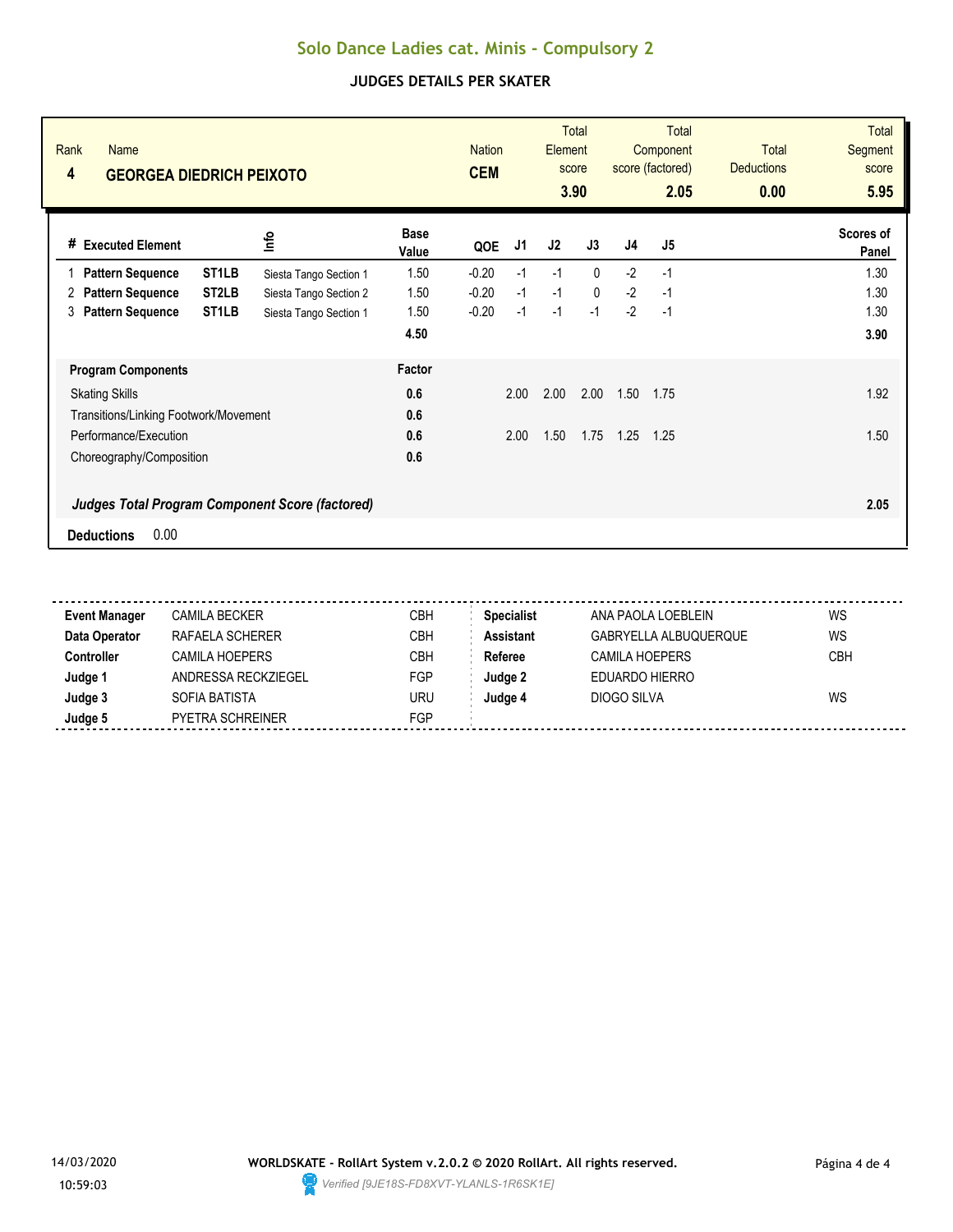# Solo Dance Ladies cat. Minis - Compulsory 2

## JUDGES DETAILS PER SKATER

| Rank | Name | Nation | Total Element score | Total Component score (factored) | Total Deductions | Total Segment score |
|---|---|---|---|---|---|---|
| 4 | **GEORGEA DIEDRICH PEIXOTO** | **CEM** | **3.90** | **2.05** | **0.00** | **5.95** |

| # | Executed Element | | Info | Base Value | QOE | J1 | J2 | J3 | J4 | J5 | Scores of Panel |
|---|---|---|---|---|---|---|---|---|---|---|---|
| 1 | **Pattern Sequence** | **ST1LB** | Siesta Tango Section 1 | 1.50 | -0.20 | -1 | -1 | 0 | -2 | -1 | 1.30 |
| 2 | **Pattern Sequence** | **ST2LB** | Siesta Tango Section 2 | 1.50 | -0.20 | -1 | -1 | 0 | -2 | -1 | 1.30 |
| 3 | **Pattern Sequence** | **ST1LB** | Siesta Tango Section 1 | 1.50 | -0.20 | -1 | -1 | -1 | -2 | -1 | 1.30 |
| | | | | **4.50** | | | | | | | **3.90** |

| Program Components | Factor | J1 | J2 | J3 | J4 | J5 | Scores of Panel |
|---|---|---|---|---|---|---|---|
| Skating Skills | 0.6 | 2.00 | 2.00 | 2.00 | 1.50 | 1.75 | 1.92 |
| Transitions/Linking Footwork/Movement | 0.6 | | | | | | |
| Performance/Execution | 0.6 | 2.00 | 1.50 | 1.75 | 1.25 | 1.25 | 1.50 |
| Choreography/Composition | 0.6 | | | | | | |
| ***Judges Total Program Component Score (factored)*** | | | | | | | **2.05** |

**Deductions** 0.00

| | | | | | |
|---|---|---|---|---|---|
| **Event Manager** | CAMILA BECKER | CBH | **Specialist** | ANA PAOLA LOEBLEIN | WS |
| **Data Operator** | RAFAELA SCHERER | CBH | **Assistant** | GABRYELLA ALBUQUERQUE | WS |
| **Controller** | CAMILA HOEPERS | CBH | **Referee** | CAMILA HOEPERS | CBH |
| **Judge 1** | ANDRESSA RECKZIEGEL | FGP | **Judge 2** | EDUARDO HIERRO | |
| **Judge 3** | SOFIA BATISTA | URU | **Judge 4** | DIOGO SILVA | WS |
| **Judge 5** | PYETRA SCHREINER | FGP | | | |

14/03/2020
10:59:03

**WORLDSKATE - RollArt System v.2.0.2 © 2020 RollArt. All rights reserved.**
*Verified [9JE18S-FD8XVT-YLANLS-1R6SK1E]*